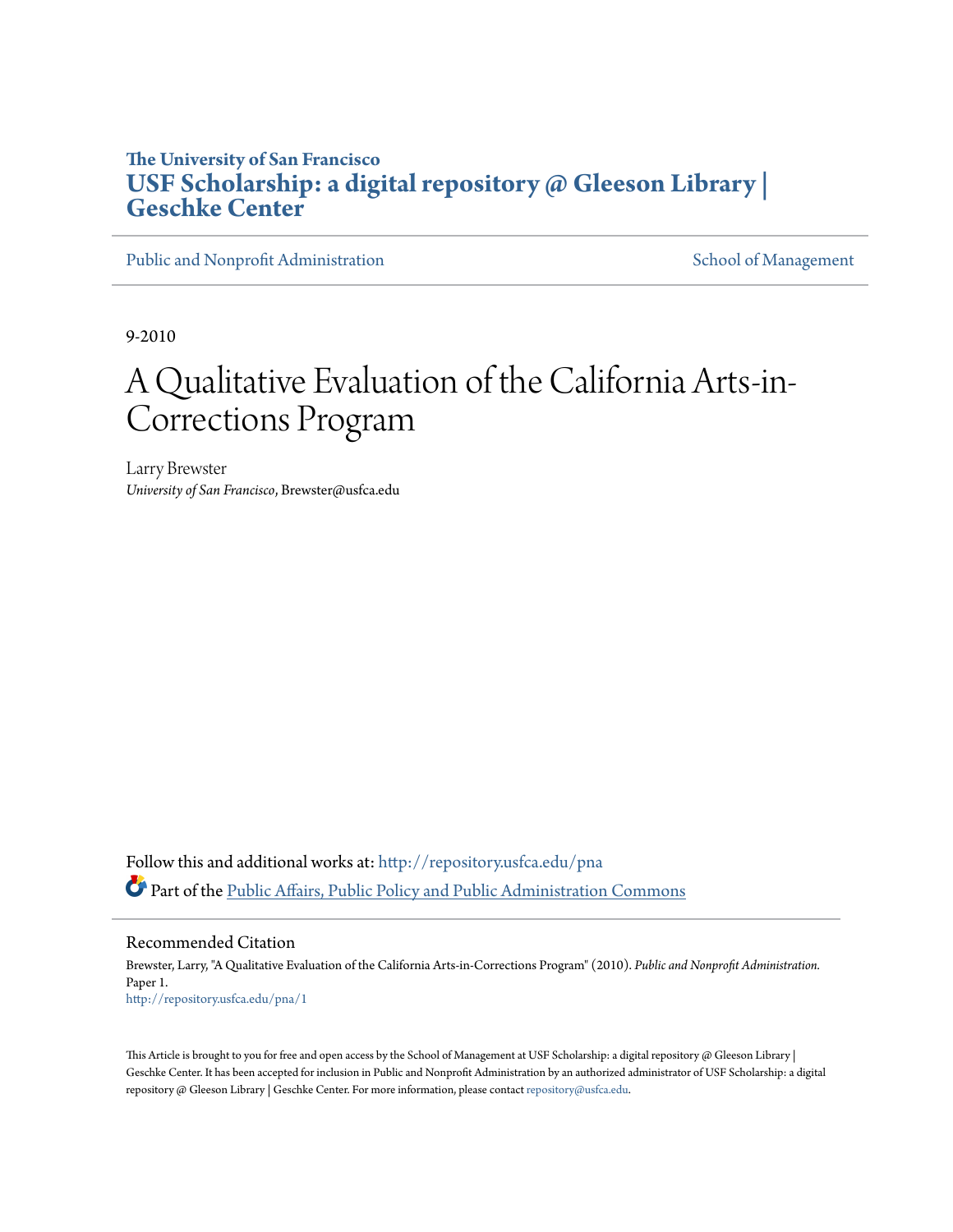**The University of San Francisco**
**USF Scholarship: a digital repository @ Gleeson Library | Geschke Center**

Public and Nonprofit Administration | School of Management

9-2010

# A Qualitative Evaluation of the California Arts-in-Corrections Program

Larry Brewster
*University of San Francisco*, Brewster@usfca.edu

Follow this and additional works at: http://repository.usfca.edu/pna

Part of the Public Affairs, Public Policy and Public Administration Commons

## Recommended Citation

Brewster, Larry, "A Qualitative Evaluation of the California Arts-in-Corrections Program" (2010). *Public and Nonprofit Administration*. Paper 1.
http://repository.usfca.edu/pna/1

This Article is brought to you for free and open access by the School of Management at USF Scholarship: a digital repository @ Gleeson Library | Geschke Center. It has been accepted for inclusion in Public and Nonprofit Administration by an authorized administrator of USF Scholarship: a digital repository @ Gleeson Library | Geschke Center. For more information, please contact repository@usfca.edu.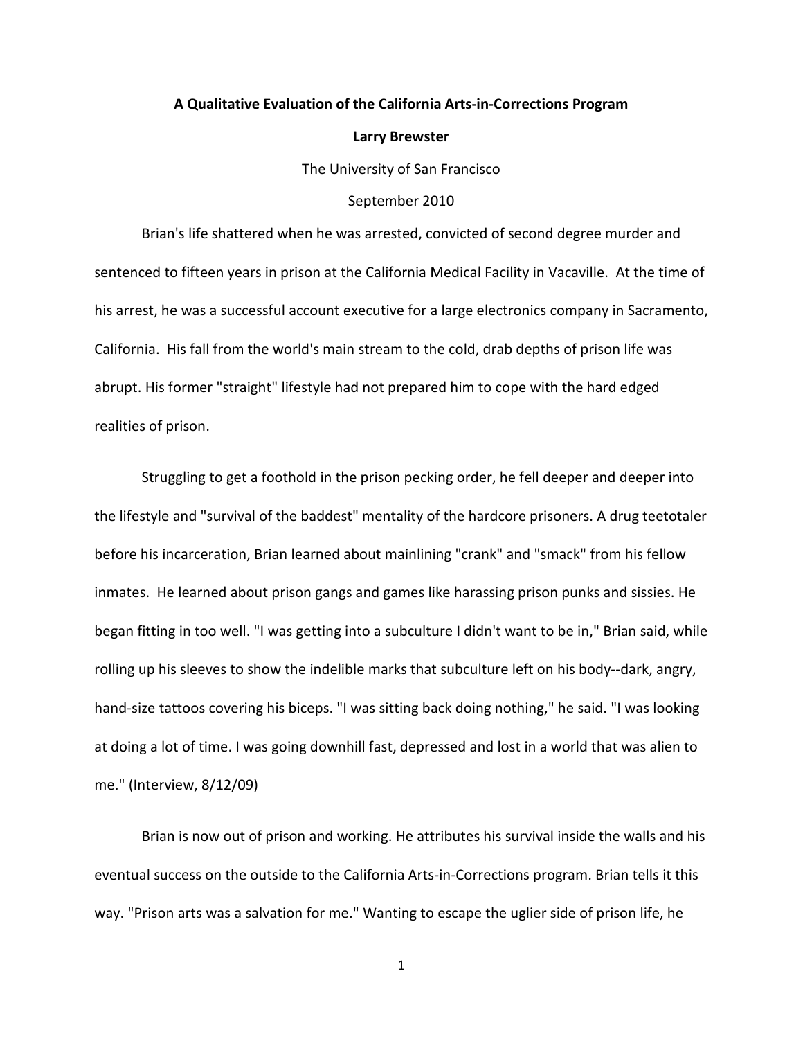**A Qualitative Evaluation of the California Arts-in-Corrections Program**

**Larry Brewster**

The University of San Francisco

September 2010

Brian's life shattered when he was arrested, convicted of second degree murder and sentenced to fifteen years in prison at the California Medical Facility in Vacaville. At the time of his arrest, he was a successful account executive for a large electronics company in Sacramento, California. His fall from the world's main stream to the cold, drab depths of prison life was abrupt. His former "straight" lifestyle had not prepared him to cope with the hard edged realities of prison.

Struggling to get a foothold in the prison pecking order, he fell deeper and deeper into the lifestyle and "survival of the baddest" mentality of the hardcore prisoners. A drug teetotaler before his incarceration, Brian learned about mainlining "crank" and "smack" from his fellow inmates. He learned about prison gangs and games like harassing prison punks and sissies. He began fitting in too well. "I was getting into a subculture I didn't want to be in," Brian said, while rolling up his sleeves to show the indelible marks that subculture left on his body--dark, angry, hand-size tattoos covering his biceps. "I was sitting back doing nothing," he said. "I was looking at doing a lot of time. I was going downhill fast, depressed and lost in a world that was alien to me." (Interview, 8/12/09)

Brian is now out of prison and working. He attributes his survival inside the walls and his eventual success on the outside to the California Arts-in-Corrections program. Brian tells it this way. "Prison arts was a salvation for me." Wanting to escape the uglier side of prison life, he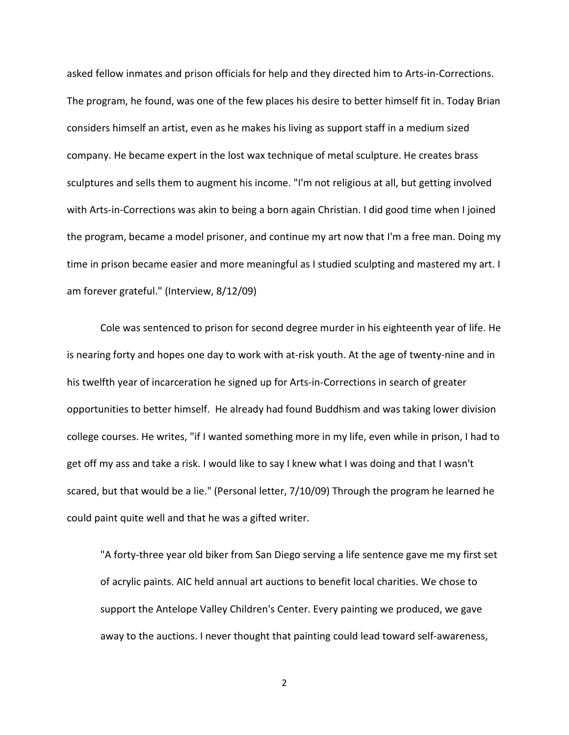asked fellow inmates and prison officials for help and they directed him to Arts-in-Corrections. The program, he found, was one of the few places his desire to better himself fit in. Today Brian considers himself an artist, even as he makes his living as support staff in a medium sized company. He became expert in the lost wax technique of metal sculpture. He creates brass sculptures and sells them to augment his income. "I'm not religious at all, but getting involved with Arts-in-Corrections was akin to being a born again Christian. I did good time when I joined the program, became a model prisoner, and continue my art now that I'm a free man. Doing my time in prison became easier and more meaningful as I studied sculpting and mastered my art. I am forever grateful." (Interview, 8/12/09)

Cole was sentenced to prison for second degree murder in his eighteenth year of life. He is nearing forty and hopes one day to work with at-risk youth. At the age of twenty-nine and in his twelfth year of incarceration he signed up for Arts-in-Corrections in search of greater opportunities to better himself. He already had found Buddhism and was taking lower division college courses. He writes, "if I wanted something more in my life, even while in prison, I had to get off my ass and take a risk. I would like to say I knew what I was doing and that I wasn't scared, but that would be a lie." (Personal letter, 7/10/09) Through the program he learned he could paint quite well and that he was a gifted writer.

> "A forty-three year old biker from San Diego serving a life sentence gave me my first set of acrylic paints. AIC held annual art auctions to benefit local charities. We chose to support the Antelope Valley Children's Center. Every painting we produced, we gave away to the auctions. I never thought that painting could lead toward self-awareness,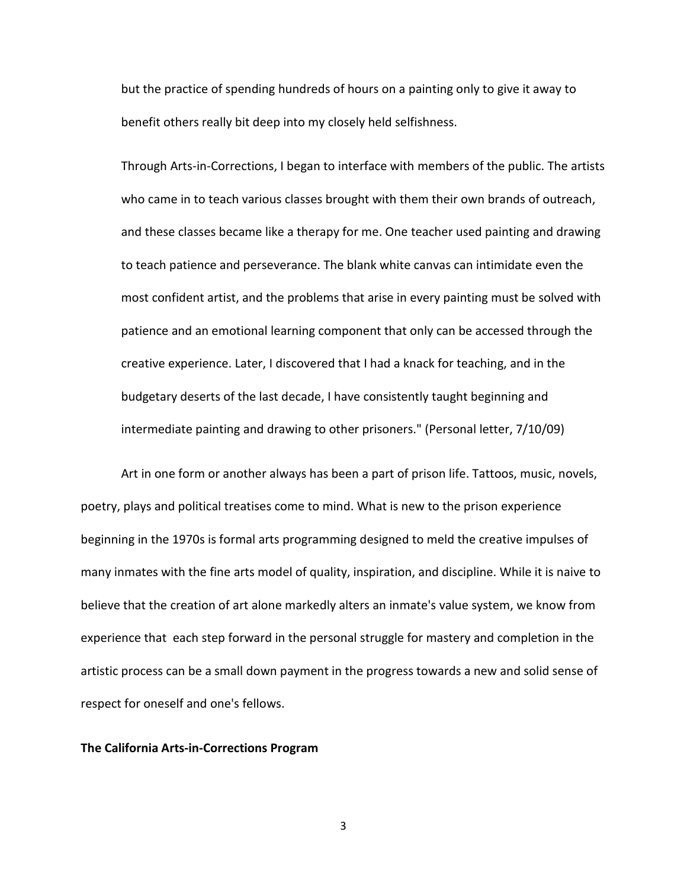> but the practice of spending hundreds of hours on a painting only to give it away to benefit others really bit deep into my closely held selfishness.
>
> Through Arts-in-Corrections, I began to interface with members of the public. The artists who came in to teach various classes brought with them their own brands of outreach, and these classes became like a therapy for me. One teacher used painting and drawing to teach patience and perseverance. The blank white canvas can intimidate even the most confident artist, and the problems that arise in every painting must be solved with patience and an emotional learning component that only can be accessed through the creative experience. Later, I discovered that I had a knack for teaching, and in the budgetary deserts of the last decade, I have consistently taught beginning and intermediate painting and drawing to other prisoners." (Personal letter, 7/10/09)

Art in one form or another always has been a part of prison life. Tattoos, music, novels, poetry, plays and political treatises come to mind. What is new to the prison experience beginning in the 1970s is formal arts programming designed to meld the creative impulses of many inmates with the fine arts model of quality, inspiration, and discipline. While it is naive to believe that the creation of art alone markedly alters an inmate's value system, we know from experience that each step forward in the personal struggle for mastery and completion in the artistic process can be a small down payment in the progress towards a new and solid sense of respect for oneself and one's fellows.

**The California Arts-in-Corrections Program**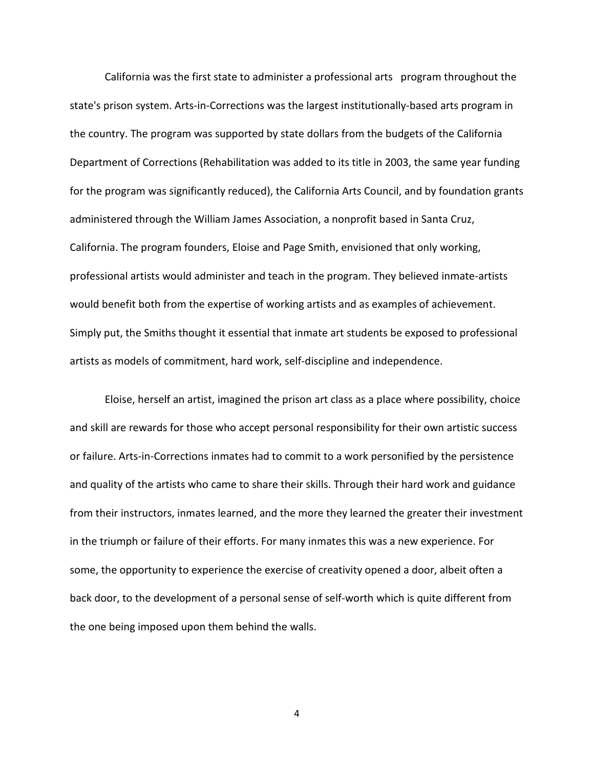California was the first state to administer a professional arts program throughout the state's prison system. Arts-in-Corrections was the largest institutionally-based arts program in the country. The program was supported by state dollars from the budgets of the California Department of Corrections (Rehabilitation was added to its title in 2003, the same year funding for the program was significantly reduced), the California Arts Council, and by foundation grants administered through the William James Association, a nonprofit based in Santa Cruz, California. The program founders, Eloise and Page Smith, envisioned that only working, professional artists would administer and teach in the program. They believed inmate-artists would benefit both from the expertise of working artists and as examples of achievement. Simply put, the Smiths thought it essential that inmate art students be exposed to professional artists as models of commitment, hard work, self-discipline and independence.

Eloise, herself an artist, imagined the prison art class as a place where possibility, choice and skill are rewards for those who accept personal responsibility for their own artistic success or failure. Arts-in-Corrections inmates had to commit to a work personified by the persistence and quality of the artists who came to share their skills. Through their hard work and guidance from their instructors, inmates learned, and the more they learned the greater their investment in the triumph or failure of their efforts. For many inmates this was a new experience. For some, the opportunity to experience the exercise of creativity opened a door, albeit often a back door, to the development of a personal sense of self-worth which is quite different from the one being imposed upon them behind the walls.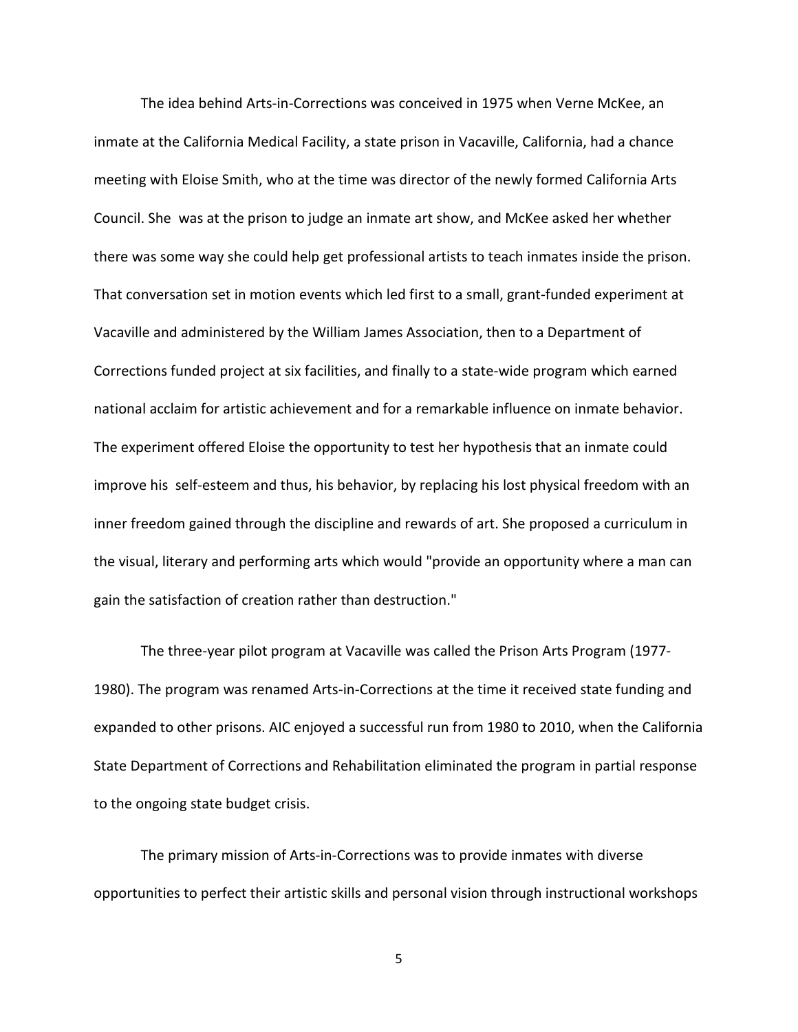The idea behind Arts-in-Corrections was conceived in 1975 when Verne McKee, an inmate at the California Medical Facility, a state prison in Vacaville, California, had a chance meeting with Eloise Smith, who at the time was director of the newly formed California Arts Council. She was at the prison to judge an inmate art show, and McKee asked her whether there was some way she could help get professional artists to teach inmates inside the prison. That conversation set in motion events which led first to a small, grant-funded experiment at Vacaville and administered by the William James Association, then to a Department of Corrections funded project at six facilities, and finally to a state-wide program which earned national acclaim for artistic achievement and for a remarkable influence on inmate behavior. The experiment offered Eloise the opportunity to test her hypothesis that an inmate could improve his self-esteem and thus, his behavior, by replacing his lost physical freedom with an inner freedom gained through the discipline and rewards of art. She proposed a curriculum in the visual, literary and performing arts which would "provide an opportunity where a man can gain the satisfaction of creation rather than destruction."

The three-year pilot program at Vacaville was called the Prison Arts Program (1977-1980). The program was renamed Arts-in-Corrections at the time it received state funding and expanded to other prisons. AIC enjoyed a successful run from 1980 to 2010, when the California State Department of Corrections and Rehabilitation eliminated the program in partial response to the ongoing state budget crisis.

The primary mission of Arts-in-Corrections was to provide inmates with diverse opportunities to perfect their artistic skills and personal vision through instructional workshops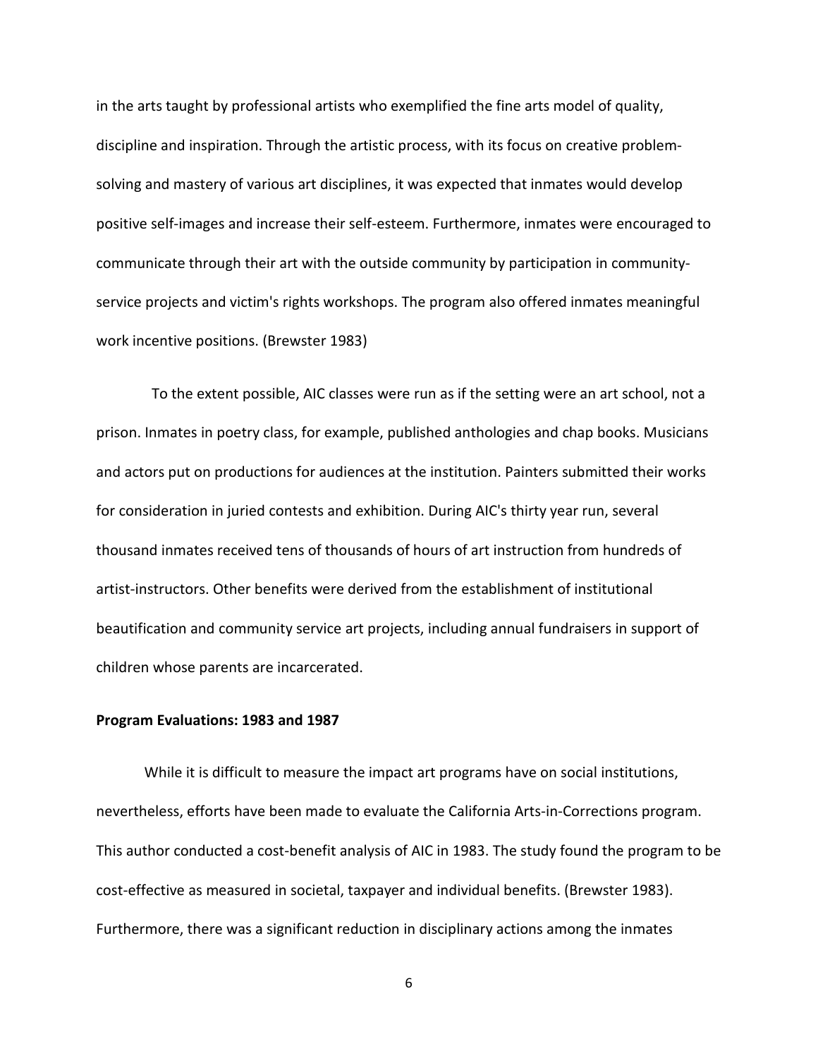in the arts taught by professional artists who exemplified the fine arts model of quality, discipline and inspiration. Through the artistic process, with its focus on creative problem-solving and mastery of various art disciplines, it was expected that inmates would develop positive self-images and increase their self-esteem. Furthermore, inmates were encouraged to communicate through their art with the outside community by participation in community-service projects and victim's rights workshops. The program also offered inmates meaningful work incentive positions. (Brewster 1983)

To the extent possible, AIC classes were run as if the setting were an art school, not a prison. Inmates in poetry class, for example, published anthologies and chap books. Musicians and actors put on productions for audiences at the institution. Painters submitted their works for consideration in juried contests and exhibition. During AIC's thirty year run, several thousand inmates received tens of thousands of hours of art instruction from hundreds of artist-instructors. Other benefits were derived from the establishment of institutional beautification and community service art projects, including annual fundraisers in support of children whose parents are incarcerated.

**Program Evaluations: 1983 and 1987**

While it is difficult to measure the impact art programs have on social institutions, nevertheless, efforts have been made to evaluate the California Arts-in-Corrections program. This author conducted a cost-benefit analysis of AIC in 1983. The study found the program to be cost-effective as measured in societal, taxpayer and individual benefits. (Brewster 1983). Furthermore, there was a significant reduction in disciplinary actions among the inmates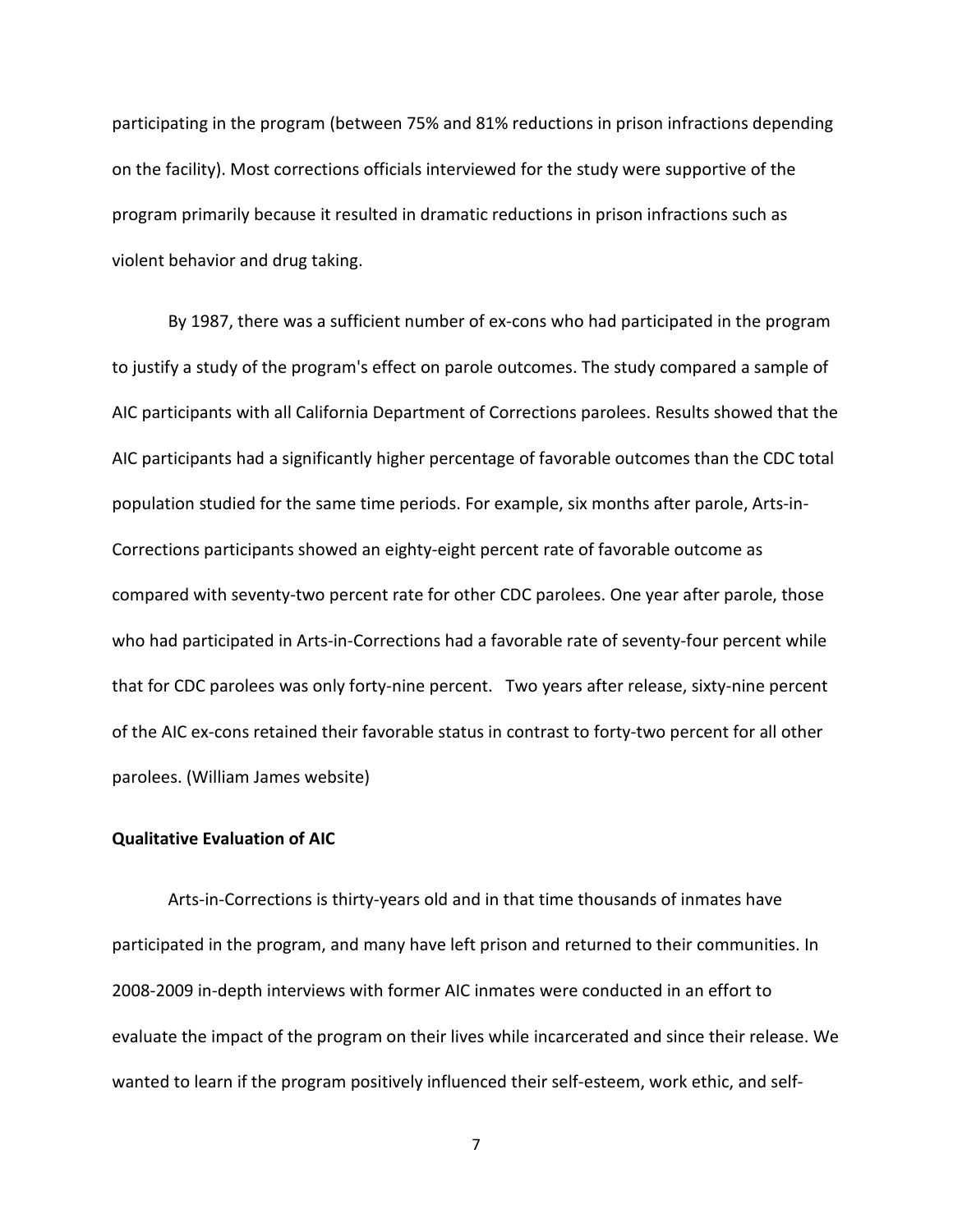participating in the program (between 75% and 81% reductions in prison infractions depending on the facility). Most corrections officials interviewed for the study were supportive of the program primarily because it resulted in dramatic reductions in prison infractions such as violent behavior and drug taking.

By 1987, there was a sufficient number of ex-cons who had participated in the program to justify a study of the program's effect on parole outcomes. The study compared a sample of AIC participants with all California Department of Corrections parolees. Results showed that the AIC participants had a significantly higher percentage of favorable outcomes than the CDC total population studied for the same time periods. For example, six months after parole, Arts-in-Corrections participants showed an eighty-eight percent rate of favorable outcome as compared with seventy-two percent rate for other CDC parolees. One year after parole, those who had participated in Arts-in-Corrections had a favorable rate of seventy-four percent while that for CDC parolees was only forty-nine percent. Two years after release, sixty-nine percent of the AIC ex-cons retained their favorable status in contrast to forty-two percent for all other parolees. (William James website)

**Qualitative Evaluation of AIC**

Arts-in-Corrections is thirty-years old and in that time thousands of inmates have participated in the program, and many have left prison and returned to their communities. In 2008-2009 in-depth interviews with former AIC inmates were conducted in an effort to evaluate the impact of the program on their lives while incarcerated and since their release. We wanted to learn if the program positively influenced their self-esteem, work ethic, and self-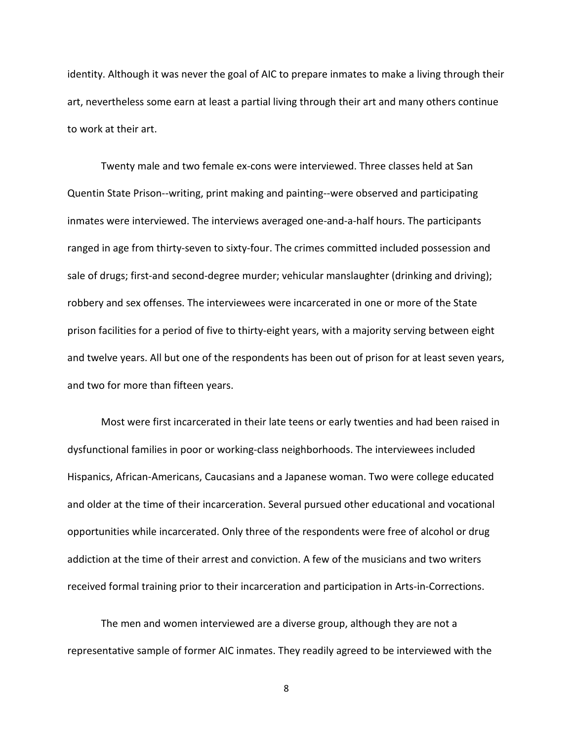identity. Although it was never the goal of AIC to prepare inmates to make a living through their art, nevertheless some earn at least a partial living through their art and many others continue to work at their art.

Twenty male and two female ex-cons were interviewed. Three classes held at San Quentin State Prison--writing, print making and painting--were observed and participating inmates were interviewed. The interviews averaged one-and-a-half hours. The participants ranged in age from thirty-seven to sixty-four. The crimes committed included possession and sale of drugs; first-and second-degree murder; vehicular manslaughter (drinking and driving); robbery and sex offenses. The interviewees were incarcerated in one or more of the State prison facilities for a period of five to thirty-eight years, with a majority serving between eight and twelve years. All but one of the respondents has been out of prison for at least seven years, and two for more than fifteen years.

Most were first incarcerated in their late teens or early twenties and had been raised in dysfunctional families in poor or working-class neighborhoods. The interviewees included Hispanics, African-Americans, Caucasians and a Japanese woman. Two were college educated and older at the time of their incarceration. Several pursued other educational and vocational opportunities while incarcerated. Only three of the respondents were free of alcohol or drug addiction at the time of their arrest and conviction. A few of the musicians and two writers received formal training prior to their incarceration and participation in Arts-in-Corrections.

The men and women interviewed are a diverse group, although they are not a representative sample of former AIC inmates. They readily agreed to be interviewed with the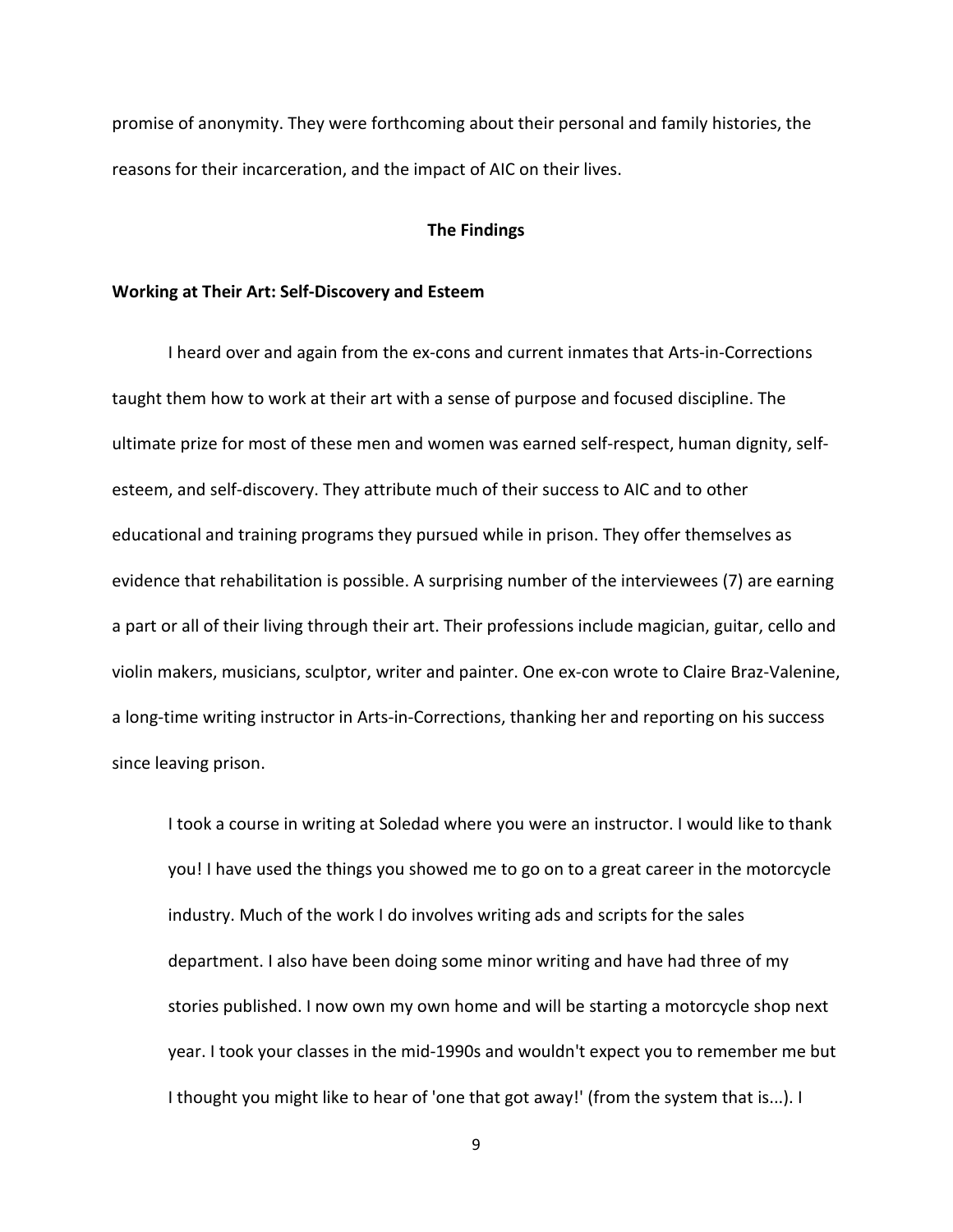promise of anonymity. They were forthcoming about their personal and family histories, the reasons for their incarceration, and the impact of AIC on their lives.

## The Findings

### Working at Their Art: Self-Discovery and Esteem

I heard over and again from the ex-cons and current inmates that Arts-in-Corrections taught them how to work at their art with a sense of purpose and focused discipline. The ultimate prize for most of these men and women was earned self-respect, human dignity, self-esteem, and self-discovery. They attribute much of their success to AIC and to other educational and training programs they pursued while in prison. They offer themselves as evidence that rehabilitation is possible. A surprising number of the interviewees (7) are earning a part or all of their living through their art. Their professions include magician, guitar, cello and violin makers, musicians, sculptor, writer and painter. One ex-con wrote to Claire Braz-Valenine, a long-time writing instructor in Arts-in-Corrections, thanking her and reporting on his success since leaving prison.

> I took a course in writing at Soledad where you were an instructor. I would like to thank you! I have used the things you showed me to go on to a great career in the motorcycle industry. Much of the work I do involves writing ads and scripts for the sales department. I also have been doing some minor writing and have had three of my stories published. I now own my own home and will be starting a motorcycle shop next year. I took your classes in the mid-1990s and wouldn't expect you to remember me but I thought you might like to hear of 'one that got away!' (from the system that is...). I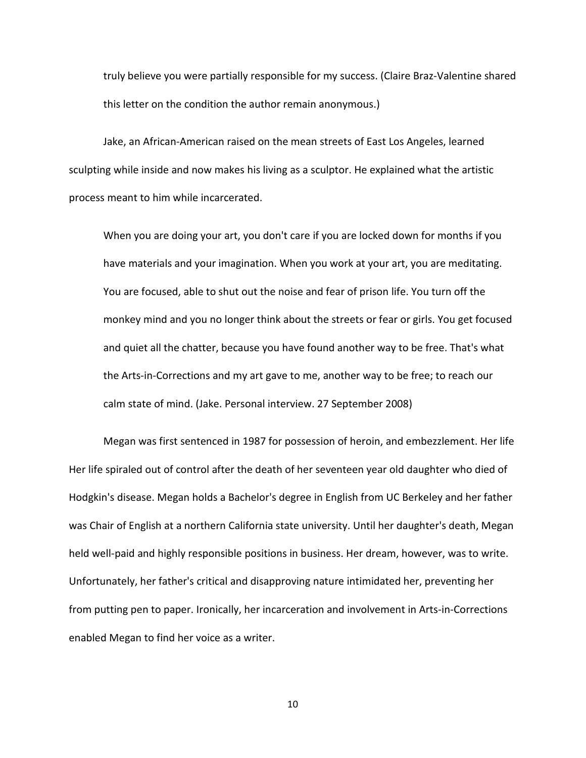truly believe you were partially responsible for my success. (Claire Braz-Valentine shared this letter on the condition the author remain anonymous.)

Jake, an African-American raised on the mean streets of East Los Angeles, learned sculpting while inside and now makes his living as a sculptor. He explained what the artistic process meant to him while incarcerated.

> When you are doing your art, you don't care if you are locked down for months if you have materials and your imagination. When you work at your art, you are meditating. You are focused, able to shut out the noise and fear of prison life. You turn off the monkey mind and you no longer think about the streets or fear or girls. You get focused and quiet all the chatter, because you have found another way to be free. That's what the Arts-in-Corrections and my art gave to me, another way to be free; to reach our calm state of mind. (Jake. Personal interview. 27 September 2008)

Megan was first sentenced in 1987 for possession of heroin, and embezzlement. Her life Her life spiraled out of control after the death of her seventeen year old daughter who died of Hodgkin's disease. Megan holds a Bachelor's degree in English from UC Berkeley and her father was Chair of English at a northern California state university. Until her daughter's death, Megan held well-paid and highly responsible positions in business. Her dream, however, was to write. Unfortunately, her father's critical and disapproving nature intimidated her, preventing her from putting pen to paper. Ironically, her incarceration and involvement in Arts-in-Corrections enabled Megan to find her voice as a writer.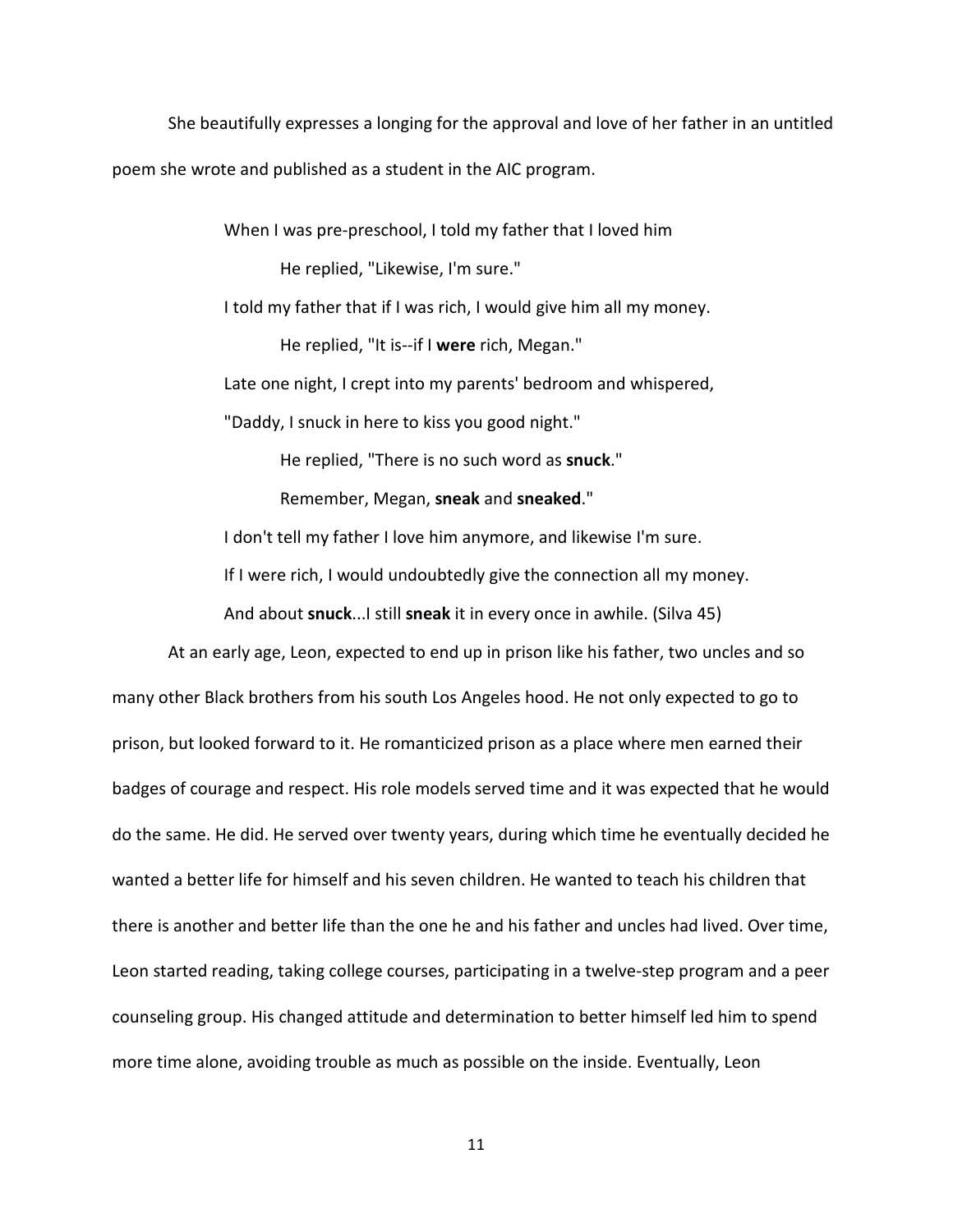She beautifully expresses a longing for the approval and love of her father in an untitled poem she wrote and published as a student in the AIC program.

> When I was pre-preschool, I told my father that I loved him
>
> He replied, "Likewise, I'm sure."
>
> I told my father that if I was rich, I would give him all my money.
>
> He replied, "It is--if I **were** rich, Megan."
>
> Late one night, I crept into my parents' bedroom and whispered,
>
> "Daddy, I snuck in here to kiss you good night."
>
> He replied, "There is no such word as **snuck**."
>
> Remember, Megan, **sneak** and **sneaked**."
>
> I don't tell my father I love him anymore, and likewise I'm sure.
>
> If I were rich, I would undoubtedly give the connection all my money.
>
> And about **snuck**...I still **sneak** it in every once in awhile. (Silva 45)

At an early age, Leon, expected to end up in prison like his father, two uncles and so many other Black brothers from his south Los Angeles hood. He not only expected to go to prison, but looked forward to it. He romanticized prison as a place where men earned their badges of courage and respect. His role models served time and it was expected that he would do the same. He did. He served over twenty years, during which time he eventually decided he wanted a better life for himself and his seven children. He wanted to teach his children that there is another and better life than the one he and his father and uncles had lived. Over time, Leon started reading, taking college courses, participating in a twelve-step program and a peer counseling group. His changed attitude and determination to better himself led him to spend more time alone, avoiding trouble as much as possible on the inside. Eventually, Leon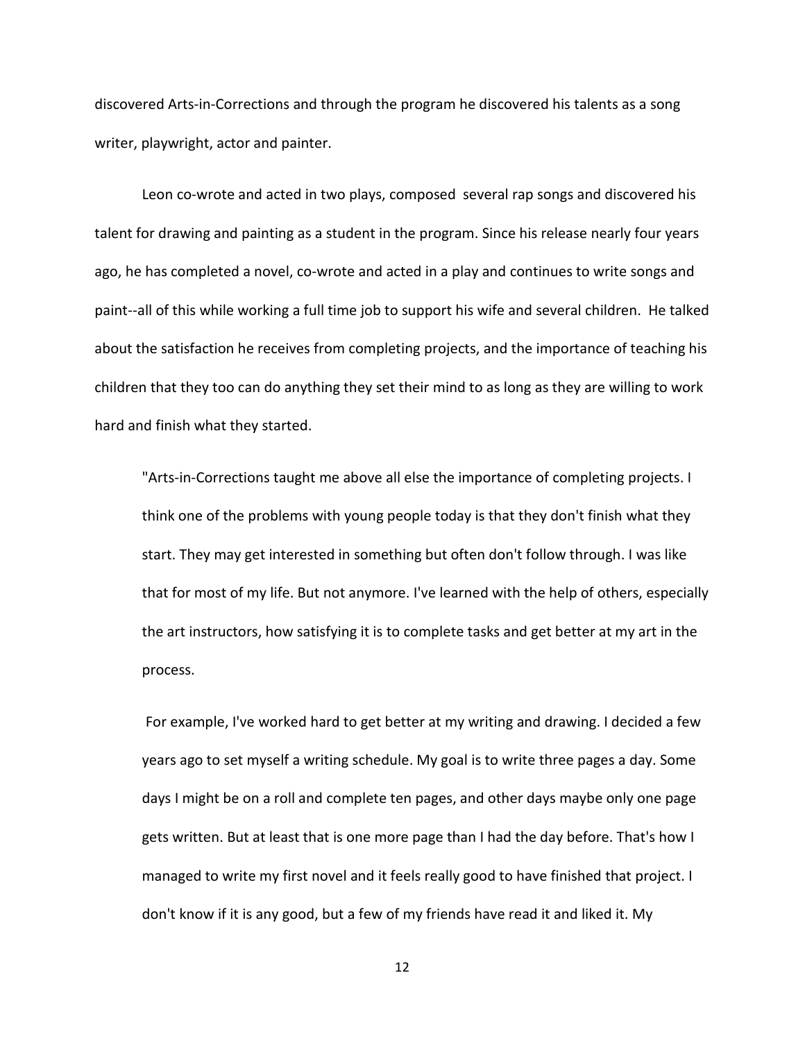discovered Arts-in-Corrections and through the program he discovered his talents as a song writer, playwright, actor and painter.

Leon co-wrote and acted in two plays, composed several rap songs and discovered his talent for drawing and painting as a student in the program. Since his release nearly four years ago, he has completed a novel, co-wrote and acted in a play and continues to write songs and paint--all of this while working a full time job to support his wife and several children. He talked about the satisfaction he receives from completing projects, and the importance of teaching his children that they too can do anything they set their mind to as long as they are willing to work hard and finish what they started.

> "Arts-in-Corrections taught me above all else the importance of completing projects. I think one of the problems with young people today is that they don't finish what they start. They may get interested in something but often don't follow through. I was like that for most of my life. But not anymore. I've learned with the help of others, especially the art instructors, how satisfying it is to complete tasks and get better at my art in the process.
>
> For example, I've worked hard to get better at my writing and drawing. I decided a few years ago to set myself a writing schedule. My goal is to write three pages a day. Some days I might be on a roll and complete ten pages, and other days maybe only one page gets written. But at least that is one more page than I had the day before. That's how I managed to write my first novel and it feels really good to have finished that project. I don't know if it is any good, but a few of my friends have read it and liked it. My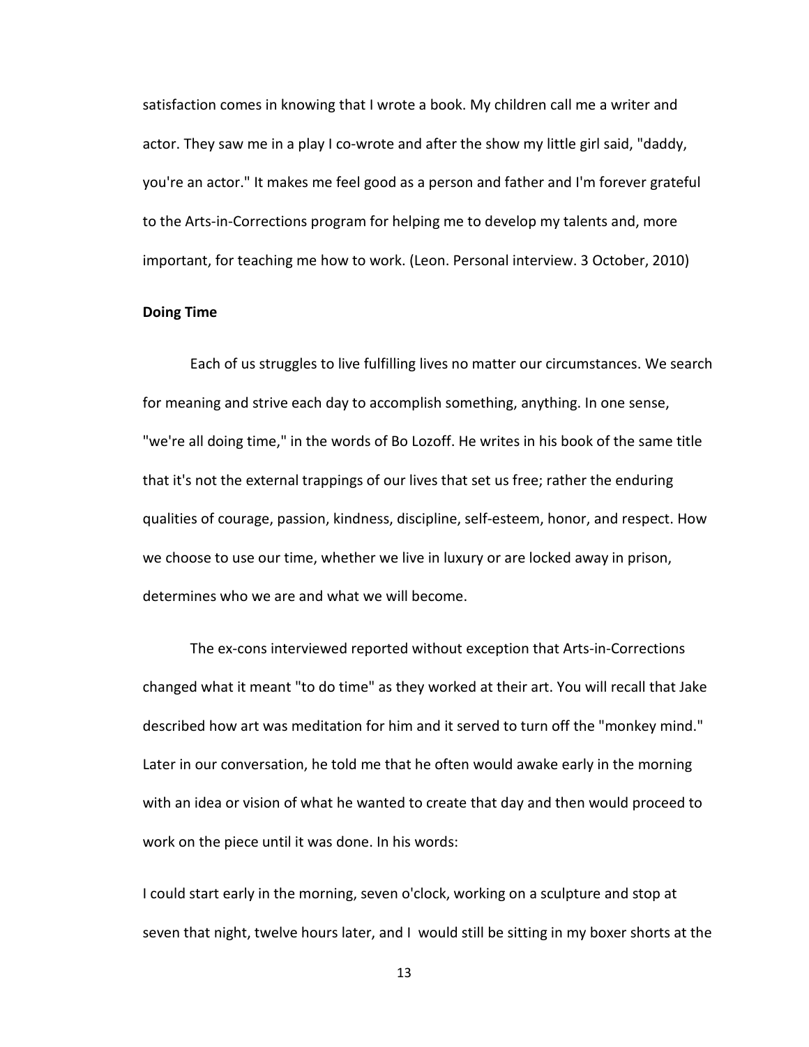satisfaction comes in knowing that I wrote a book. My children call me a writer and actor. They saw me in a play I co-wrote and after the show my little girl said, "daddy, you're an actor." It makes me feel good as a person and father and I'm forever grateful to the Arts-in-Corrections program for helping me to develop my talents and, more important, for teaching me how to work. (Leon. Personal interview. 3 October, 2010)

**Doing Time**

Each of us struggles to live fulfilling lives no matter our circumstances. We search for meaning and strive each day to accomplish something, anything. In one sense, "we're all doing time," in the words of Bo Lozoff. He writes in his book of the same title that it's not the external trappings of our lives that set us free; rather the enduring qualities of courage, passion, kindness, discipline, self-esteem, honor, and respect. How we choose to use our time, whether we live in luxury or are locked away in prison, determines who we are and what we will become.

The ex-cons interviewed reported without exception that Arts-in-Corrections changed what it meant "to do time" as they worked at their art. You will recall that Jake described how art was meditation for him and it served to turn off the "monkey mind." Later in our conversation, he told me that he often would awake early in the morning with an idea or vision of what he wanted to create that day and then would proceed to work on the piece until it was done. In his words:

I could start early in the morning, seven o'clock, working on a sculpture and stop at seven that night, twelve hours later, and I would still be sitting in my boxer shorts at the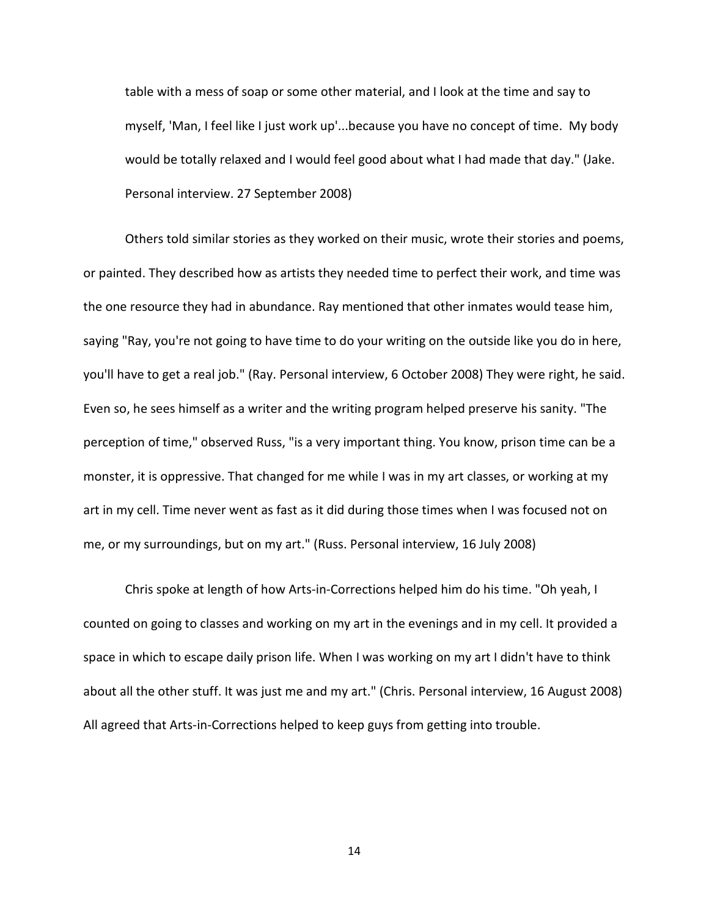table with a mess of soap or some other material, and I look at the time and say to myself, 'Man, I feel like I just work up'...because you have no concept of time. My body would be totally relaxed and I would feel good about what I had made that day." (Jake. Personal interview. 27 September 2008)

Others told similar stories as they worked on their music, wrote their stories and poems, or painted. They described how as artists they needed time to perfect their work, and time was the one resource they had in abundance. Ray mentioned that other inmates would tease him, saying "Ray, you're not going to have time to do your writing on the outside like you do in here, you'll have to get a real job." (Ray. Personal interview, 6 October 2008) They were right, he said. Even so, he sees himself as a writer and the writing program helped preserve his sanity. "The perception of time," observed Russ, "is a very important thing. You know, prison time can be a monster, it is oppressive. That changed for me while I was in my art classes, or working at my art in my cell. Time never went as fast as it did during those times when I was focused not on me, or my surroundings, but on my art." (Russ. Personal interview, 16 July 2008)

Chris spoke at length of how Arts-in-Corrections helped him do his time. "Oh yeah, I counted on going to classes and working on my art in the evenings and in my cell. It provided a space in which to escape daily prison life. When I was working on my art I didn't have to think about all the other stuff. It was just me and my art." (Chris. Personal interview, 16 August 2008) All agreed that Arts-in-Corrections helped to keep guys from getting into trouble.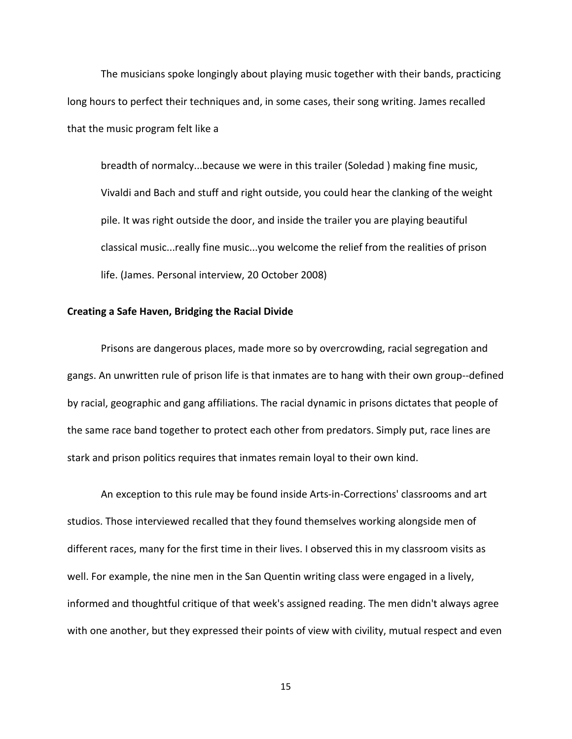The musicians spoke longingly about playing music together with their bands, practicing long hours to perfect their techniques and, in some cases, their song writing. James recalled that the music program felt like a

> breadth of normalcy...because we were in this trailer (Soledad ) making fine music, Vivaldi and Bach and stuff and right outside, you could hear the clanking of the weight pile. It was right outside the door, and inside the trailer you are playing beautiful classical music...really fine music...you welcome the relief from the realities of prison life. (James. Personal interview, 20 October 2008)

**Creating a Safe Haven, Bridging the Racial Divide**

Prisons are dangerous places, made more so by overcrowding, racial segregation and gangs. An unwritten rule of prison life is that inmates are to hang with their own group--defined by racial, geographic and gang affiliations. The racial dynamic in prisons dictates that people of the same race band together to protect each other from predators. Simply put, race lines are stark and prison politics requires that inmates remain loyal to their own kind.

An exception to this rule may be found inside Arts-in-Corrections' classrooms and art studios. Those interviewed recalled that they found themselves working alongside men of different races, many for the first time in their lives. I observed this in my classroom visits as well. For example, the nine men in the San Quentin writing class were engaged in a lively, informed and thoughtful critique of that week's assigned reading. The men didn't always agree with one another, but they expressed their points of view with civility, mutual respect and even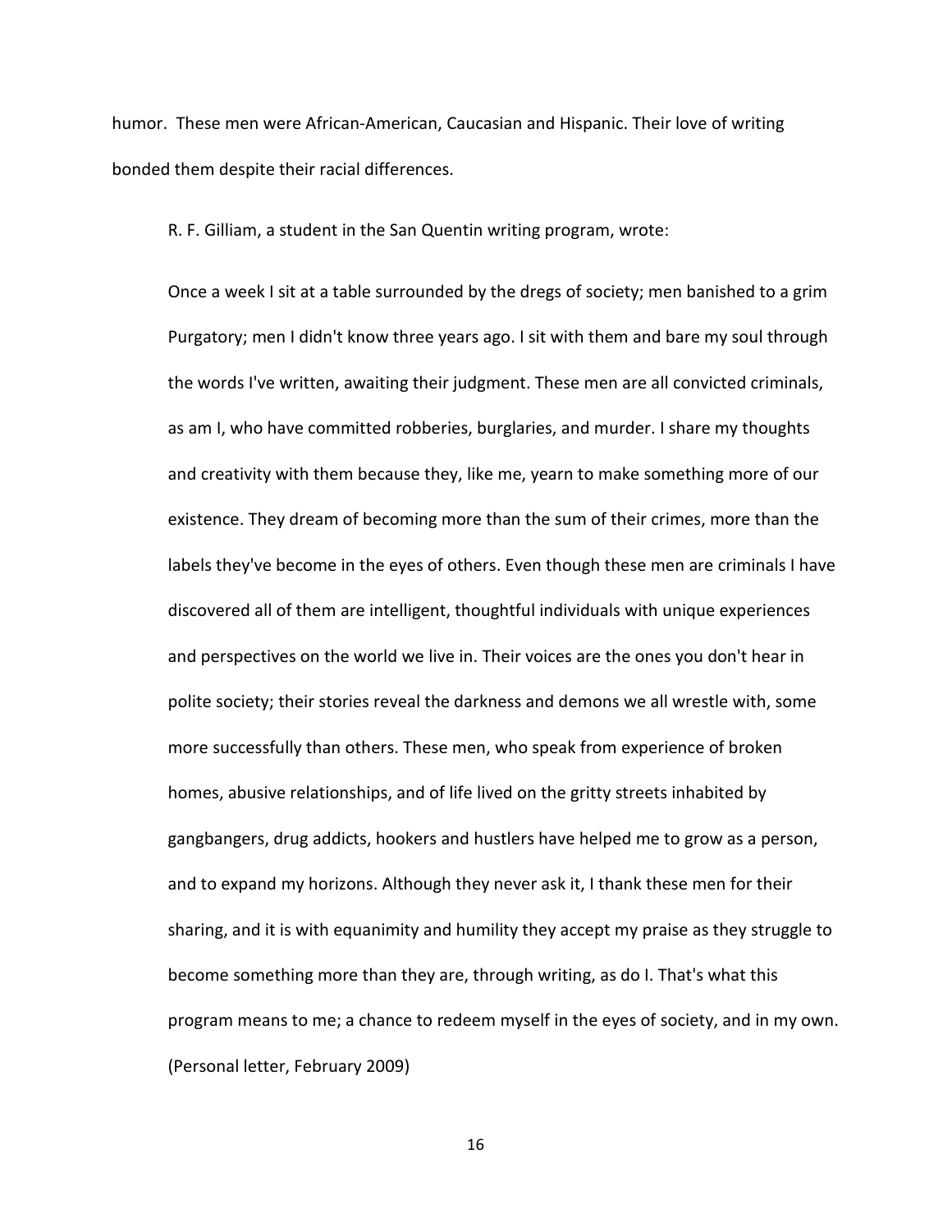humor. These men were African-American, Caucasian and Hispanic. Their love of writing bonded them despite their racial differences.

R. F. Gilliam, a student in the San Quentin writing program, wrote:

> Once a week I sit at a table surrounded by the dregs of society; men banished to a grim Purgatory; men I didn't know three years ago. I sit with them and bare my soul through the words I've written, awaiting their judgment. These men are all convicted criminals, as am I, who have committed robberies, burglaries, and murder. I share my thoughts and creativity with them because they, like me, yearn to make something more of our existence. They dream of becoming more than the sum of their crimes, more than the labels they've become in the eyes of others. Even though these men are criminals I have discovered all of them are intelligent, thoughtful individuals with unique experiences and perspectives on the world we live in. Their voices are the ones you don't hear in polite society; their stories reveal the darkness and demons we all wrestle with, some more successfully than others. These men, who speak from experience of broken homes, abusive relationships, and of life lived on the gritty streets inhabited by gangbangers, drug addicts, hookers and hustlers have helped me to grow as a person, and to expand my horizons. Although they never ask it, I thank these men for their sharing, and it is with equanimity and humility they accept my praise as they struggle to become something more than they are, through writing, as do I. That's what this program means to me; a chance to redeem myself in the eyes of society, and in my own. (Personal letter, February 2009)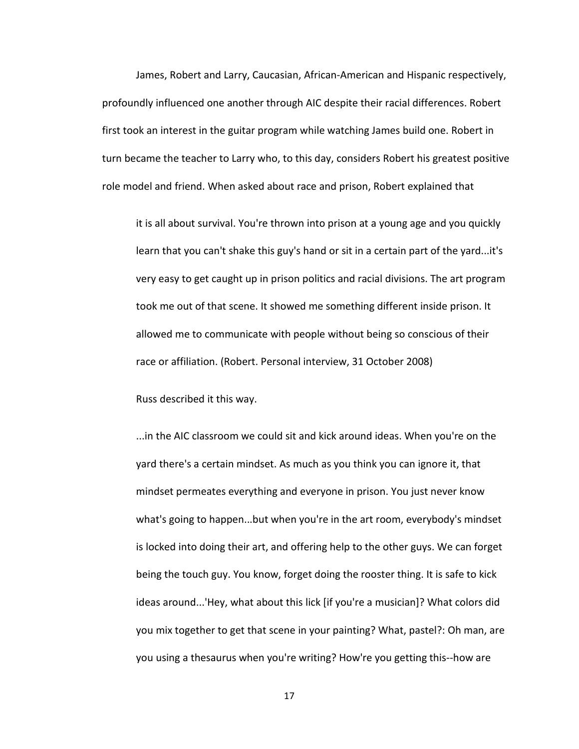James, Robert and Larry, Caucasian, African-American and Hispanic respectively, profoundly influenced one another through AIC despite their racial differences. Robert first took an interest in the guitar program while watching James build one. Robert in turn became the teacher to Larry who, to this day, considers Robert his greatest positive role model and friend. When asked about race and prison, Robert explained that

> it is all about survival. You're thrown into prison at a young age and you quickly learn that you can't shake this guy's hand or sit in a certain part of the yard...it's very easy to get caught up in prison politics and racial divisions. The art program took me out of that scene. It showed me something different inside prison. It allowed me to communicate with people without being so conscious of their race or affiliation. (Robert. Personal interview, 31 October 2008)

Russ described it this way.

> ...in the AIC classroom we could sit and kick around ideas. When you're on the yard there's a certain mindset. As much as you think you can ignore it, that mindset permeates everything and everyone in prison. You just never know what's going to happen...but when you're in the art room, everybody's mindset is locked into doing their art, and offering help to the other guys. We can forget being the touch guy. You know, forget doing the rooster thing. It is safe to kick ideas around...'Hey, what about this lick [if you're a musician]? What colors did you mix together to get that scene in your painting? What, pastel?: Oh man, are you using a thesaurus when you're writing? How're you getting this--how are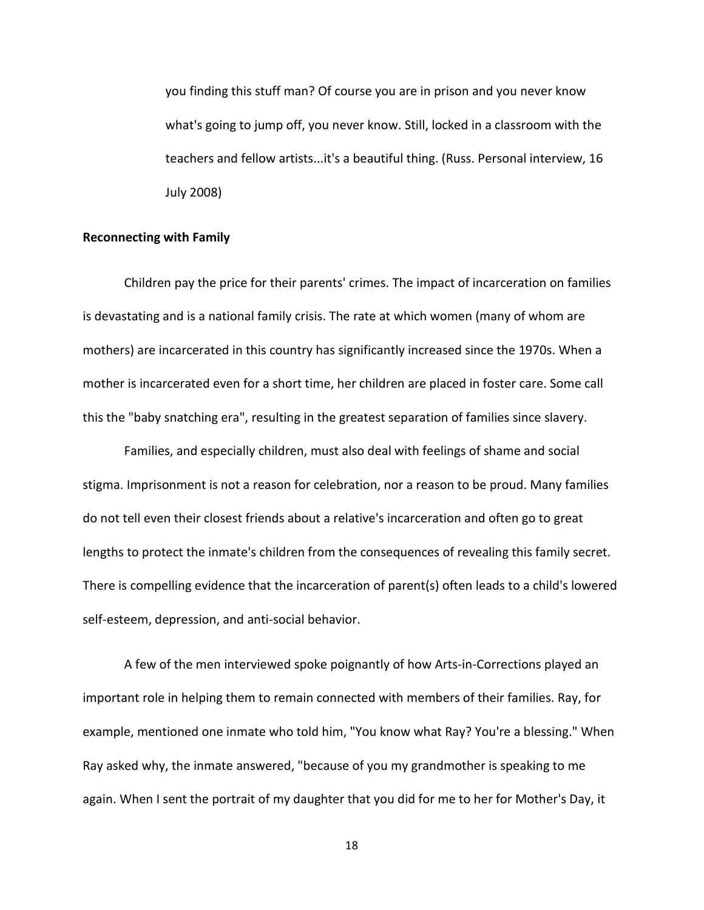> you finding this stuff man? Of course you are in prison and you never know what's going to jump off, you never know. Still, locked in a classroom with the teachers and fellow artists...it's a beautiful thing. (Russ. Personal interview, 16 July 2008)

**Reconnecting with Family**

Children pay the price for their parents' crimes. The impact of incarceration on families is devastating and is a national family crisis. The rate at which women (many of whom are mothers) are incarcerated in this country has significantly increased since the 1970s. When a mother is incarcerated even for a short time, her children are placed in foster care. Some call this the "baby snatching era", resulting in the greatest separation of families since slavery.

Families, and especially children, must also deal with feelings of shame and social stigma. Imprisonment is not a reason for celebration, nor a reason to be proud. Many families do not tell even their closest friends about a relative's incarceration and often go to great lengths to protect the inmate's children from the consequences of revealing this family secret. There is compelling evidence that the incarceration of parent(s) often leads to a child's lowered self-esteem, depression, and anti-social behavior.

A few of the men interviewed spoke poignantly of how Arts-in-Corrections played an important role in helping them to remain connected with members of their families. Ray, for example, mentioned one inmate who told him, "You know what Ray? You're a blessing." When Ray asked why, the inmate answered, "because of you my grandmother is speaking to me again. When I sent the portrait of my daughter that you did for me to her for Mother's Day, it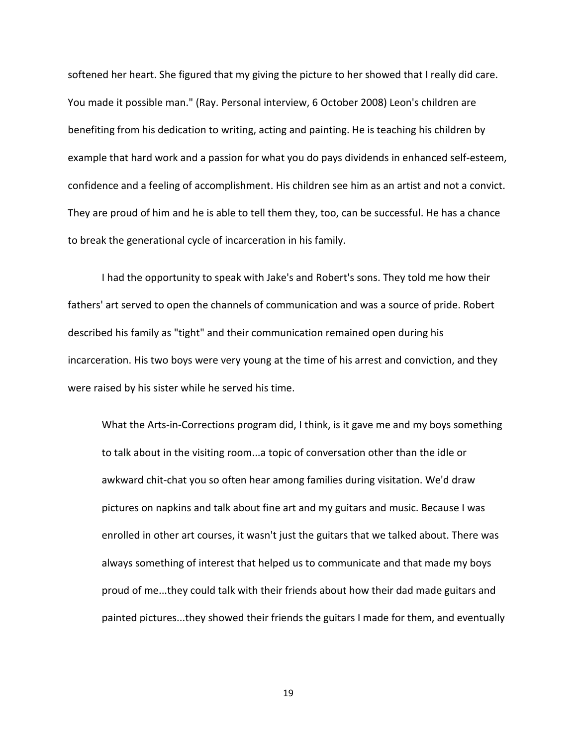softened her heart. She figured that my giving the picture to her showed that I really did care. You made it possible man." (Ray. Personal interview, 6 October 2008) Leon's children are benefiting from his dedication to writing, acting and painting. He is teaching his children by example that hard work and a passion for what you do pays dividends in enhanced self-esteem, confidence and a feeling of accomplishment. His children see him as an artist and not a convict. They are proud of him and he is able to tell them they, too, can be successful. He has a chance to break the generational cycle of incarceration in his family.

I had the opportunity to speak with Jake's and Robert's sons. They told me how their fathers' art served to open the channels of communication and was a source of pride. Robert described his family as "tight" and their communication remained open during his incarceration. His two boys were very young at the time of his arrest and conviction, and they were raised by his sister while he served his time.

> What the Arts-in-Corrections program did, I think, is it gave me and my boys something to talk about in the visiting room...a topic of conversation other than the idle or awkward chit-chat you so often hear among families during visitation. We'd draw pictures on napkins and talk about fine art and my guitars and music. Because I was enrolled in other art courses, it wasn't just the guitars that we talked about. There was always something of interest that helped us to communicate and that made my boys proud of me...they could talk with their friends about how their dad made guitars and painted pictures...they showed their friends the guitars I made for them, and eventually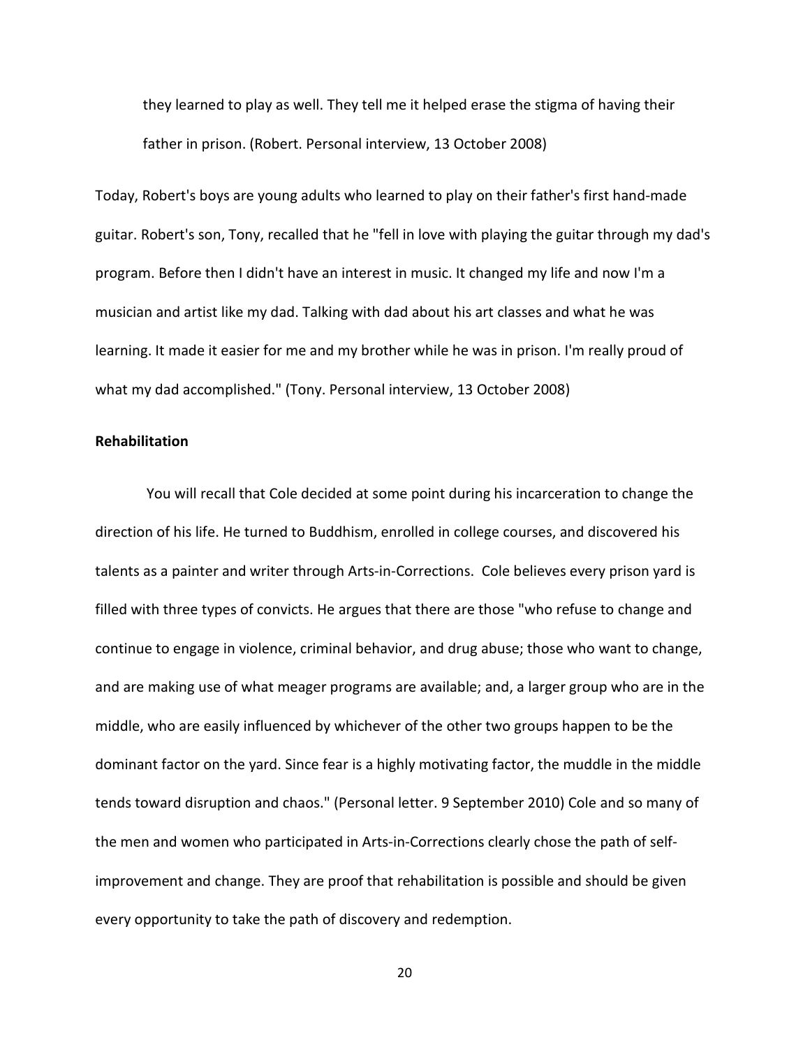> they learned to play as well. They tell me it helped erase the stigma of having their father in prison. (Robert. Personal interview, 13 October 2008)

Today, Robert's boys are young adults who learned to play on their father's first hand-made guitar. Robert's son, Tony, recalled that he "fell in love with playing the guitar through my dad's program. Before then I didn't have an interest in music. It changed my life and now I'm a musician and artist like my dad. Talking with dad about his art classes and what he was learning. It made it easier for me and my brother while he was in prison. I'm really proud of what my dad accomplished." (Tony. Personal interview, 13 October 2008)

**Rehabilitation**

You will recall that Cole decided at some point during his incarceration to change the direction of his life. He turned to Buddhism, enrolled in college courses, and discovered his talents as a painter and writer through Arts-in-Corrections. Cole believes every prison yard is filled with three types of convicts. He argues that there are those "who refuse to change and continue to engage in violence, criminal behavior, and drug abuse; those who want to change, and are making use of what meager programs are available; and, a larger group who are in the middle, who are easily influenced by whichever of the other two groups happen to be the dominant factor on the yard. Since fear is a highly motivating factor, the muddle in the middle tends toward disruption and chaos." (Personal letter. 9 September 2010) Cole and so many of the men and women who participated in Arts-in-Corrections clearly chose the path of self-improvement and change. They are proof that rehabilitation is possible and should be given every opportunity to take the path of discovery and redemption.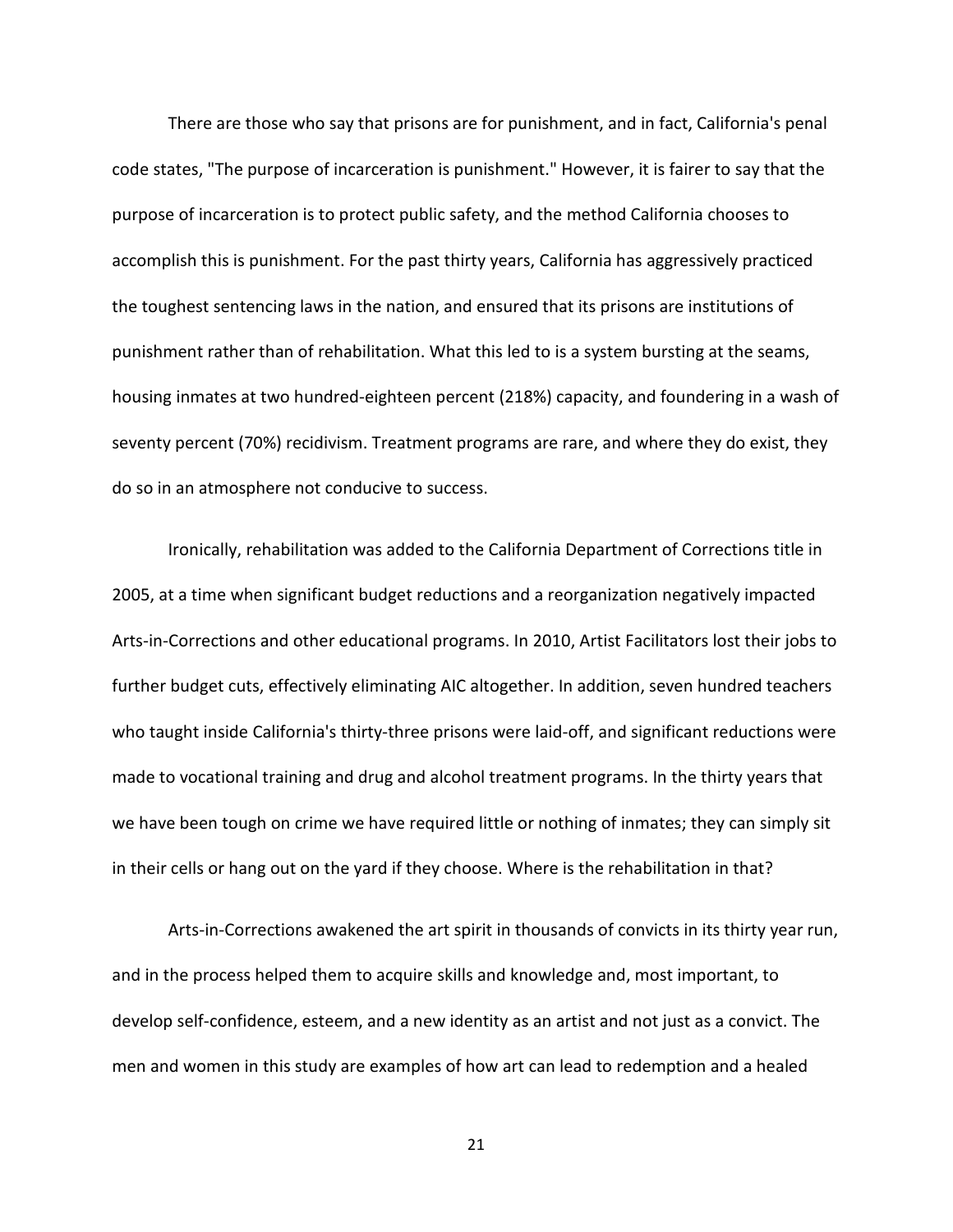There are those who say that prisons are for punishment, and in fact, California's penal code states, "The purpose of incarceration is punishment." However, it is fairer to say that the purpose of incarceration is to protect public safety, and the method California chooses to accomplish this is punishment. For the past thirty years, California has aggressively practiced the toughest sentencing laws in the nation, and ensured that its prisons are institutions of punishment rather than of rehabilitation. What this led to is a system bursting at the seams, housing inmates at two hundred-eighteen percent (218%) capacity, and foundering in a wash of seventy percent (70%) recidivism. Treatment programs are rare, and where they do exist, they do so in an atmosphere not conducive to success.

Ironically, rehabilitation was added to the California Department of Corrections title in 2005, at a time when significant budget reductions and a reorganization negatively impacted Arts-in-Corrections and other educational programs. In 2010, Artist Facilitators lost their jobs to further budget cuts, effectively eliminating AIC altogether. In addition, seven hundred teachers who taught inside California's thirty-three prisons were laid-off, and significant reductions were made to vocational training and drug and alcohol treatment programs. In the thirty years that we have been tough on crime we have required little or nothing of inmates; they can simply sit in their cells or hang out on the yard if they choose. Where is the rehabilitation in that?

Arts-in-Corrections awakened the art spirit in thousands of convicts in its thirty year run, and in the process helped them to acquire skills and knowledge and, most important, to develop self-confidence, esteem, and a new identity as an artist and not just as a convict. The men and women in this study are examples of how art can lead to redemption and a healed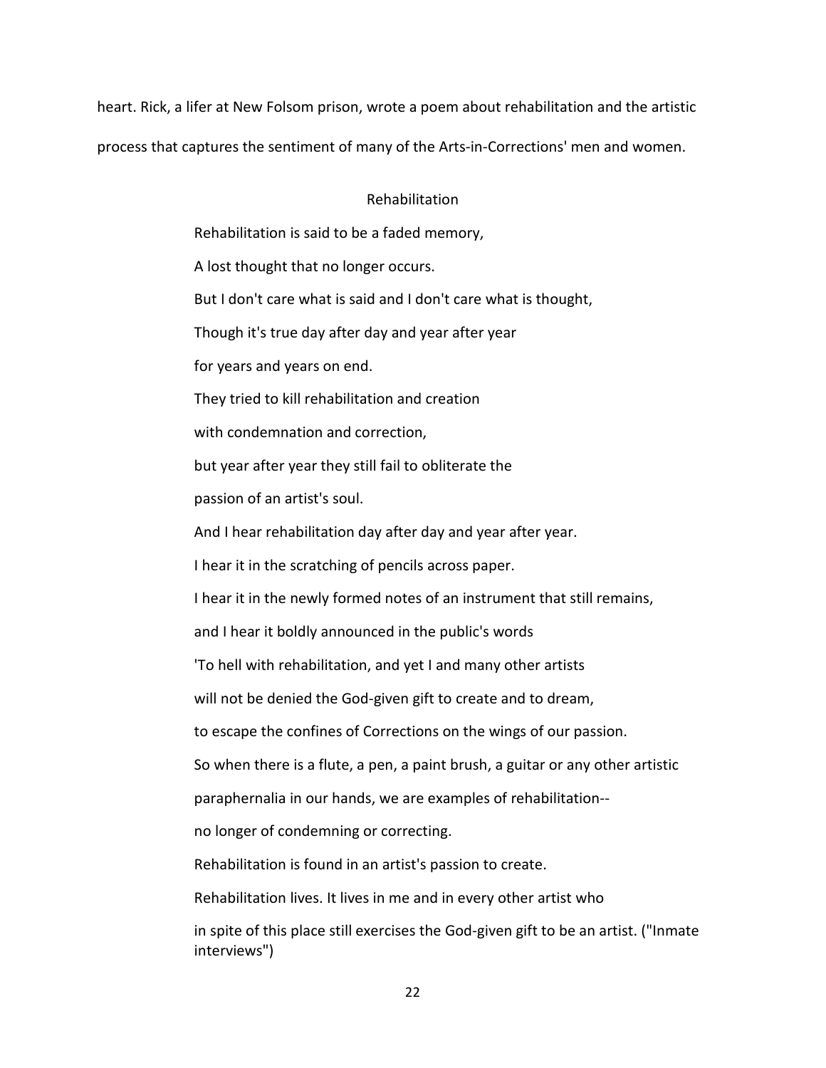heart. Rick, a lifer at New Folsom prison, wrote a poem about rehabilitation and the artistic process that captures the sentiment of many of the Arts-in-Corrections' men and women.

Rehabilitation

Rehabilitation is said to be a faded memory,  
A lost thought that no longer occurs.  
But I don't care what is said and I don't care what is thought,  
Though it's true day after day and year after year  
for years and years on end.  
They tried to kill rehabilitation and creation  
with condemnation and correction,  
but year after year they still fail to obliterate the  
passion of an artist's soul.  
And I hear rehabilitation day after day and year after year.  
I hear it in the scratching of pencils across paper.  
I hear it in the newly formed notes of an instrument that still remains,  
and I hear it boldly announced in the public's words  
'To hell with rehabilitation, and yet I and many other artists  
will not be denied the God-given gift to create and to dream,  
to escape the confines of Corrections on the wings of our passion.  
So when there is a flute, a pen, a paint brush, a guitar or any other artistic  
paraphernalia in our hands, we are examples of rehabilitation--  
no longer of condemning or correcting.  
Rehabilitation is found in an artist's passion to create.  
Rehabilitation lives. It lives in me and in every other artist who  
in spite of this place still exercises the God-given gift to be an artist. ("Inmate interviews")